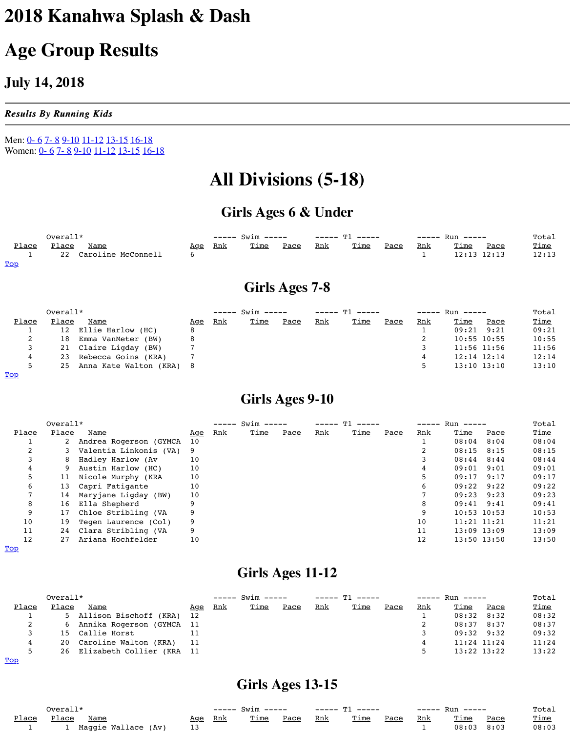# 2018 Kanahwa Splash & Dash

# Age Group Results

## July 14, 2018

***Results By Running Kids***

Men: 0- 6 7- 8 9-10 11-12 13-15 16-18
Women: 0- 6 7- 8 9-10 11-12 13-15 16-18

# All Divisions (5-18)

## Girls Ages 6 & Under

| Place | Overall* Place | Name | Age | Swim Rnk | Swim Time | Swim Pace | T1 Rnk | T1 Time | T1 Pace | Run Rnk | Run Time | Run Pace | Total Time |
|---|---|---|---|---|---|---|---|---|---|---|---|---|---|
| 1 | 22 | Caroline McConnell | 6 | | | | | | | 1 | 12:13 | 12:13 | 12:13 |

Top

## Girls Ages 7-8

| Place | Overall* Place | Name | Age | Swim Rnk | Swim Time | Swim Pace | T1 Rnk | T1 Time | T1 Pace | Run Rnk | Run Time | Run Pace | Total Time |
|---|---|---|---|---|---|---|---|---|---|---|---|---|---|
| 1 | 12 | Ellie Harlow (HC) | 8 | | | | | | | 1 | 09:21 | 9:21 | 09:21 |
| 2 | 18 | Emma VanMeter (BW) | 8 | | | | | | | 2 | 10:55 | 10:55 | 10:55 |
| 3 | 21 | Claire Ligday (BW) | 7 | | | | | | | 3 | 11:56 | 11:56 | 11:56 |
| 4 | 23 | Rebecca Goins (KRA) | 7 | | | | | | | 4 | 12:14 | 12:14 | 12:14 |
| 5 | 25 | Anna Kate Walton (KRA) | 8 | | | | | | | 5 | 13:10 | 13:10 | 13:10 |

Top

## Girls Ages 9-10

| Place | Overall* Place | Name | Age | Swim Rnk | Swim Time | Swim Pace | T1 Rnk | T1 Time | T1 Pace | Run Rnk | Run Time | Run Pace | Total Time |
|---|---|---|---|---|---|---|---|---|---|---|---|---|---|
| 1 | 2 | Andrea Rogerson (GYMCA | 10 | | | | | | | 1 | 08:04 | 8:04 | 08:04 |
| 2 | 3 | Valentia Linkonis (VA) | 9 | | | | | | | 2 | 08:15 | 8:15 | 08:15 |
| 3 | 8 | Hadley Harlow (Av | 10 | | | | | | | 3 | 08:44 | 8:44 | 08:44 |
| 4 | 9 | Austin Harlow (HC) | 10 | | | | | | | 4 | 09:01 | 9:01 | 09:01 |
| 5 | 11 | Nicole Murphy (KRA | 10 | | | | | | | 5 | 09:17 | 9:17 | 09:17 |
| 6 | 13 | Capri Fatigante | 10 | | | | | | | 6 | 09:22 | 9:22 | 09:22 |
| 7 | 14 | Maryjane Ligday (BW) | 10 | | | | | | | 7 | 09:23 | 9:23 | 09:23 |
| 8 | 16 | Ella Shepherd | 9 | | | | | | | 8 | 09:41 | 9:41 | 09:41 |
| 9 | 17 | Chloe Stribling (VA | 9 | | | | | | | 9 | 10:53 | 10:53 | 10:53 |
| 10 | 19 | Tegen Laurence (Col) | 9 | | | | | | | 10 | 11:21 | 11:21 | 11:21 |
| 11 | 24 | Clara Stribling (VA | 9 | | | | | | | 11 | 13:09 | 13:09 | 13:09 |
| 12 | 27 | Ariana Hochfelder | 10 | | | | | | | 12 | 13:50 | 13:50 | 13:50 |

Top

## Girls Ages 11-12

| Place | Overall* Place | Name | Age | Swim Rnk | Swim Time | Swim Pace | T1 Rnk | T1 Time | T1 Pace | Run Rnk | Run Time | Run Pace | Total Time |
|---|---|---|---|---|---|---|---|---|---|---|---|---|---|
| 1 | 5 | Allison Bischoff (KRA) | 12 | | | | | | | 1 | 08:32 | 8:32 | 08:32 |
| 2 | 6 | Annika Rogerson (GYMCA | 11 | | | | | | | 2 | 08:37 | 8:37 | 08:37 |
| 3 | 15 | Callie Horst | 11 | | | | | | | 3 | 09:32 | 9:32 | 09:32 |
| 4 | 20 | Caroline Walton (KRA) | 11 | | | | | | | 4 | 11:24 | 11:24 | 11:24 |
| 5 | 26 | Elizabeth Collier (KRA | 11 | | | | | | | 5 | 13:22 | 13:22 | 13:22 |

Top

## Girls Ages 13-15

| Place | Overall* Place | Name | Age | Swim Rnk | Swim Time | Swim Pace | T1 Rnk | T1 Time | T1 Pace | Run Rnk | Run Time | Run Pace | Total Time |
|---|---|---|---|---|---|---|---|---|---|---|---|---|---|
| 1 | 1 | Maggie Wallace (Av) | 13 | | | | | | | 1 | 08:03 | 8:03 | 08:03 |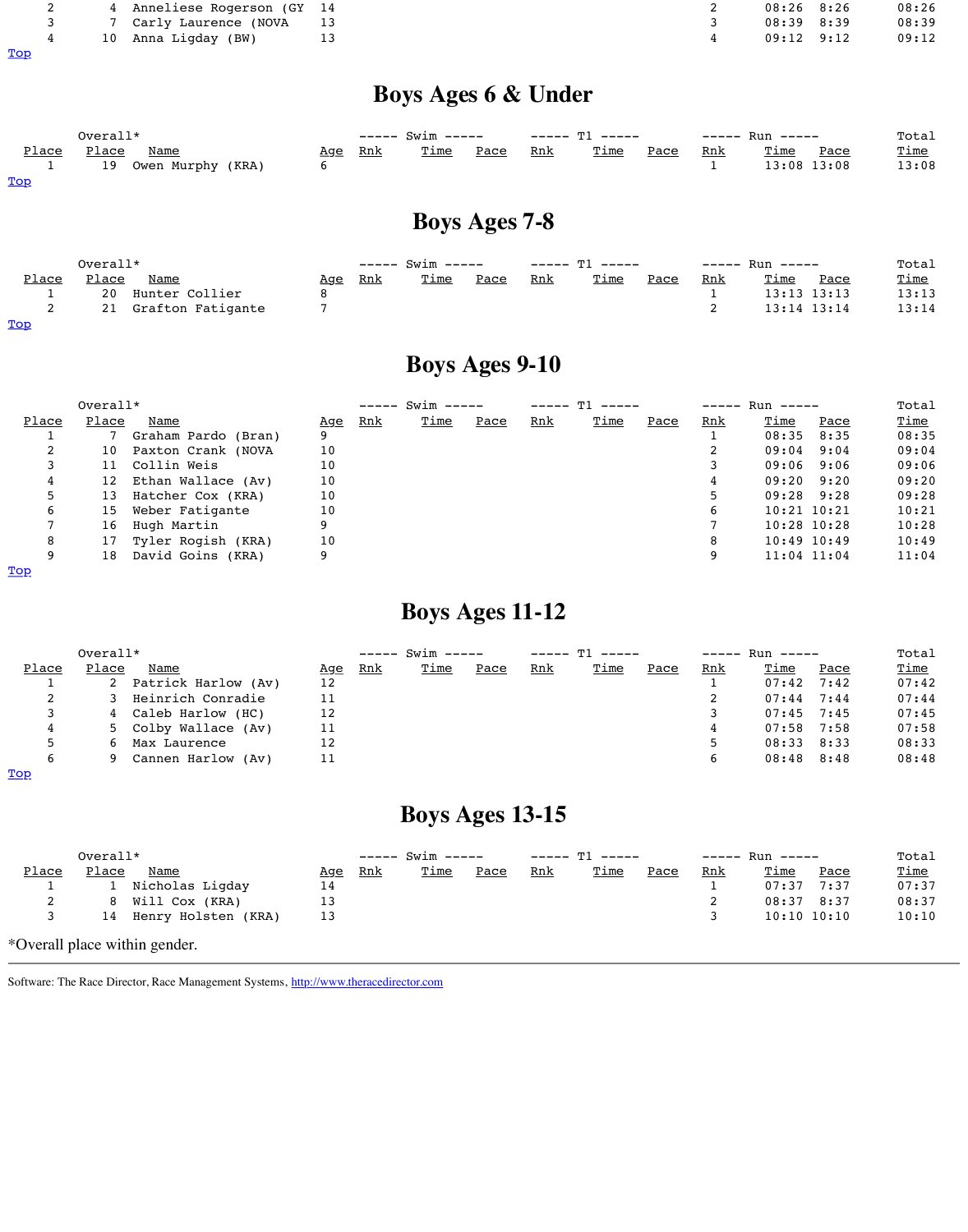| Place | Overall* Place | Name | Age | Swim Rnk | Swim Time | Swim Pace | T1 Rnk | T1 Time | T1 Pace | Run Rnk | Run Time | Run Pace | Total Time |
|---|---|---|---|---|---|---|---|---|---|---|---|---|---|
| 2 | 4 | Anneliese Rogerson (GY | 14 | | | | | | | 2 | 08:26 | 8:26 | 08:26 |
| 3 | 7 | Carly Laurence (NOVA | 13 | | | | | | | 3 | 08:39 | 8:39 | 08:39 |
| 4 | 10 | Anna Ligday (BW) | 13 | | | | | | | 4 | 09:12 | 9:12 | 09:12 |

Top

## Boys Ages 6 & Under

| Place | Overall* Place | Name | Age | Swim Rnk | Swim Time | Swim Pace | T1 Rnk | T1 Time | T1 Pace | Run Rnk | Run Time | Run Pace | Total Time |
|---|---|---|---|---|---|---|---|---|---|---|---|---|---|
| 1 | 19 | Owen Murphy (KRA) | 6 | | | | | | | 1 | 13:08 | 13:08 | 13:08 |

Top

## Boys Ages 7-8

| Place | Overall* Place | Name | Age | Swim Rnk | Swim Time | Swim Pace | T1 Rnk | T1 Time | T1 Pace | Run Rnk | Run Time | Run Pace | Total Time |
|---|---|---|---|---|---|---|---|---|---|---|---|---|---|
| 1 | 20 | Hunter Collier | 8 | | | | | | | 1 | 13:13 | 13:13 | 13:13 |
| 2 | 21 | Grafton Fatigante | 7 | | | | | | | 2 | 13:14 | 13:14 | 13:14 |

Top

## Boys Ages 9-10

| Place | Overall* Place | Name | Age | Swim Rnk | Swim Time | Swim Pace | T1 Rnk | T1 Time | T1 Pace | Run Rnk | Run Time | Run Pace | Total Time |
|---|---|---|---|---|---|---|---|---|---|---|---|---|---|
| 1 | 7 | Graham Pardo (Bran) | 9 | | | | | | | 1 | 08:35 | 8:35 | 08:35 |
| 2 | 10 | Paxton Crank (NOVA | 10 | | | | | | | 2 | 09:04 | 9:04 | 09:04 |
| 3 | 11 | Collin Weis | 10 | | | | | | | 3 | 09:06 | 9:06 | 09:06 |
| 4 | 12 | Ethan Wallace (Av) | 10 | | | | | | | 4 | 09:20 | 9:20 | 09:20 |
| 5 | 13 | Hatcher Cox (KRA) | 10 | | | | | | | 5 | 09:28 | 9:28 | 09:28 |
| 6 | 15 | Weber Fatigante | 10 | | | | | | | 6 | 10:21 | 10:21 | 10:21 |
| 7 | 16 | Hugh Martin | 9 | | | | | | | 7 | 10:28 | 10:28 | 10:28 |
| 8 | 17 | Tyler Rogish (KRA) | 10 | | | | | | | 8 | 10:49 | 10:49 | 10:49 |
| 9 | 18 | David Goins (KRA) | 9 | | | | | | | 9 | 11:04 | 11:04 | 11:04 |

Top

## Boys Ages 11-12

| Place | Overall* Place | Name | Age | Swim Rnk | Swim Time | Swim Pace | T1 Rnk | T1 Time | T1 Pace | Run Rnk | Run Time | Run Pace | Total Time |
|---|---|---|---|---|---|---|---|---|---|---|---|---|---|
| 1 | 2 | Patrick Harlow (Av) | 12 | | | | | | | 1 | 07:42 | 7:42 | 07:42 |
| 2 | 3 | Heinrich Conradie | 11 | | | | | | | 2 | 07:44 | 7:44 | 07:44 |
| 3 | 4 | Caleb Harlow (HC) | 12 | | | | | | | 3 | 07:45 | 7:45 | 07:45 |
| 4 | 5 | Colby Wallace (Av) | 11 | | | | | | | 4 | 07:58 | 7:58 | 07:58 |
| 5 | 6 | Max Laurence | 12 | | | | | | | 5 | 08:33 | 8:33 | 08:33 |
| 6 | 9 | Cannen Harlow (Av) | 11 | | | | | | | 6 | 08:48 | 8:48 | 08:48 |

Top

## Boys Ages 13-15

| Place | Overall* Place | Name | Age | Swim Rnk | Swim Time | Swim Pace | T1 Rnk | T1 Time | T1 Pace | Run Rnk | Run Time | Run Pace | Total Time |
|---|---|---|---|---|---|---|---|---|---|---|---|---|---|
| 1 | 1 | Nicholas Ligday | 14 | | | | | | | 1 | 07:37 | 7:37 | 07:37 |
| 2 | 8 | Will Cox (KRA) | 13 | | | | | | | 2 | 08:37 | 8:37 | 08:37 |
| 3 | 14 | Henry Holsten (KRA) | 13 | | | | | | | 3 | 10:10 | 10:10 | 10:10 |

*Overall place within gender.

---

Software: The Race Director, Race Management Systems, http://www.theracedirector.com